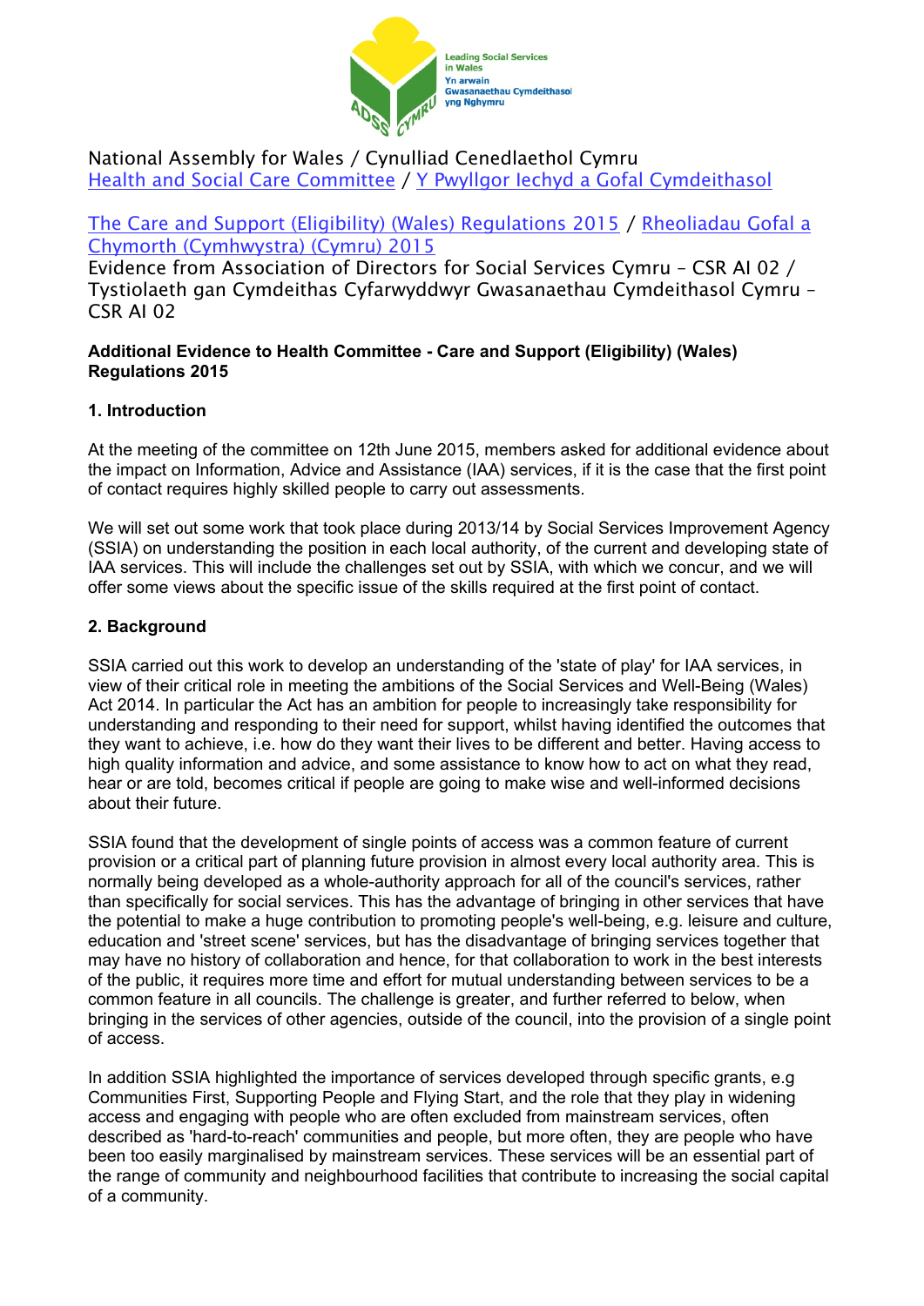Leading Social Services in Wales
Yn arwain Gwasanaethau Cymdeithasol yng Nghymru

National Assembly for Wales / Cynulliad Cenedlaethol Cymru
Health and Social Care Committee / Y Pwyllgor Iechyd a Gofal Cymdeithasol

The Care and Support (Eligibility) (Wales) Regulations 2015 / Rheoliadau Gofal a Chymorth (Cymhwystra) (Cymru) 2015
Evidence from Association of Directors for Social Services Cymru – CSR AI 02 / Tystiolaeth gan Cymdeithas Cyfarwyddwyr Gwasanaethau Cymdeithasol Cymru – CSR AI 02

**Additional Evidence to Health Committee - Care and Support (Eligibility) (Wales) Regulations 2015**

## 1. Introduction

At the meeting of the committee on 12th June 2015, members asked for additional evidence about the impact on Information, Advice and Assistance (IAA) services, if it is the case that the first point of contact requires highly skilled people to carry out assessments.

We will set out some work that took place during 2013/14 by Social Services Improvement Agency (SSIA) on understanding the position in each local authority, of the current and developing state of IAA services. This will include the challenges set out by SSIA, with which we concur, and we will offer some views about the specific issue of the skills required at the first point of contact.

## 2. Background

SSIA carried out this work to develop an understanding of the 'state of play' for IAA services, in view of their critical role in meeting the ambitions of the Social Services and Well-Being (Wales) Act 2014. In particular the Act has an ambition for people to increasingly take responsibility for understanding and responding to their need for support, whilst having identified the outcomes that they want to achieve, i.e. how do they want their lives to be different and better. Having access to high quality information and advice, and some assistance to know how to act on what they read, hear or are told, becomes critical if people are going to make wise and well-informed decisions about their future.

SSIA found that the development of single points of access was a common feature of current provision or a critical part of planning future provision in almost every local authority area. This is normally being developed as a whole-authority approach for all of the council's services, rather than specifically for social services. This has the advantage of bringing in other services that have the potential to make a huge contribution to promoting people's well-being, e.g. leisure and culture, education and 'street scene' services, but has the disadvantage of bringing services together that may have no history of collaboration and hence, for that collaboration to work in the best interests of the public, it requires more time and effort for mutual understanding between services to be a common feature in all councils. The challenge is greater, and further referred to below, when bringing in the services of other agencies, outside of the council, into the provision of a single point of access.

In addition SSIA highlighted the importance of services developed through specific grants, e.g Communities First, Supporting People and Flying Start, and the role that they play in widening access and engaging with people who are often excluded from mainstream services, often described as 'hard-to-reach' communities and people, but more often, they are people who have been too easily marginalised by mainstream services. These services will be an essential part of the range of community and neighbourhood facilities that contribute to increasing the social capital of a community.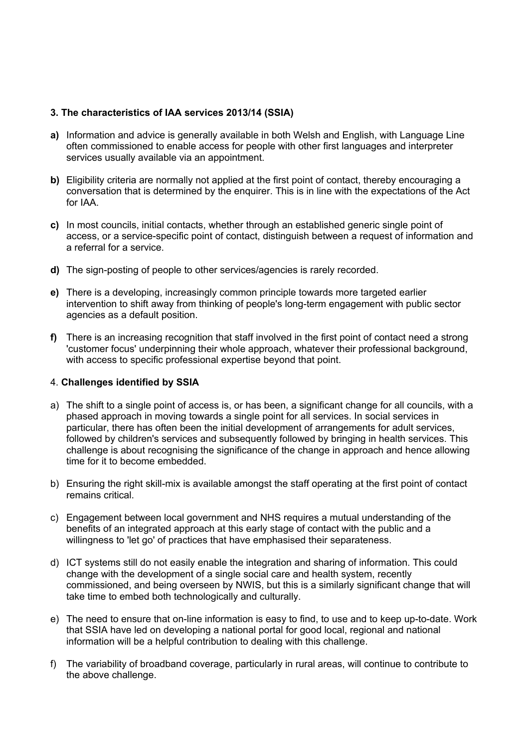### 3. The characteristics of IAA services 2013/14 (SSIA)

**a)** Information and advice is generally available in both Welsh and English, with Language Line often commissioned to enable access for people with other first languages and interpreter services usually available via an appointment.

**b)** Eligibility criteria are normally not applied at the first point of contact, thereby encouraging a conversation that is determined by the enquirer. This is in line with the expectations of the Act for IAA.

**c)** In most councils, initial contacts, whether through an established generic single point of access, or a service-specific point of contact, distinguish between a request of information and a referral for a service.

**d)** The sign-posting of people to other services/agencies is rarely recorded.

**e)** There is a developing, increasingly common principle towards more targeted earlier intervention to shift away from thinking of people's long-term engagement with public sector agencies as a default position.

**f)** There is an increasing recognition that staff involved in the first point of contact need a strong 'customer focus' underpinning their whole approach, whatever their professional background, with access to specific professional expertise beyond that point.

### 4. **Challenges identified by SSIA**

a) The shift to a single point of access is, or has been, a significant change for all councils, with a phased approach in moving towards a single point for all services. In social services in particular, there has often been the initial development of arrangements for adult services, followed by children's services and subsequently followed by bringing in health services. This challenge is about recognising the significance of the change in approach and hence allowing time for it to become embedded.

b) Ensuring the right skill-mix is available amongst the staff operating at the first point of contact remains critical.

c) Engagement between local government and NHS requires a mutual understanding of the benefits of an integrated approach at this early stage of contact with the public and a willingness to 'let go' of practices that have emphasised their separateness.

d) ICT systems still do not easily enable the integration and sharing of information. This could change with the development of a single social care and health system, recently commissioned, and being overseen by NWIS, but this is a similarly significant change that will take time to embed both technologically and culturally.

e) The need to ensure that on-line information is easy to find, to use and to keep up-to-date. Work that SSIA have led on developing a national portal for good local, regional and national information will be a helpful contribution to dealing with this challenge.

f) The variability of broadband coverage, particularly in rural areas, will continue to contribute to the above challenge.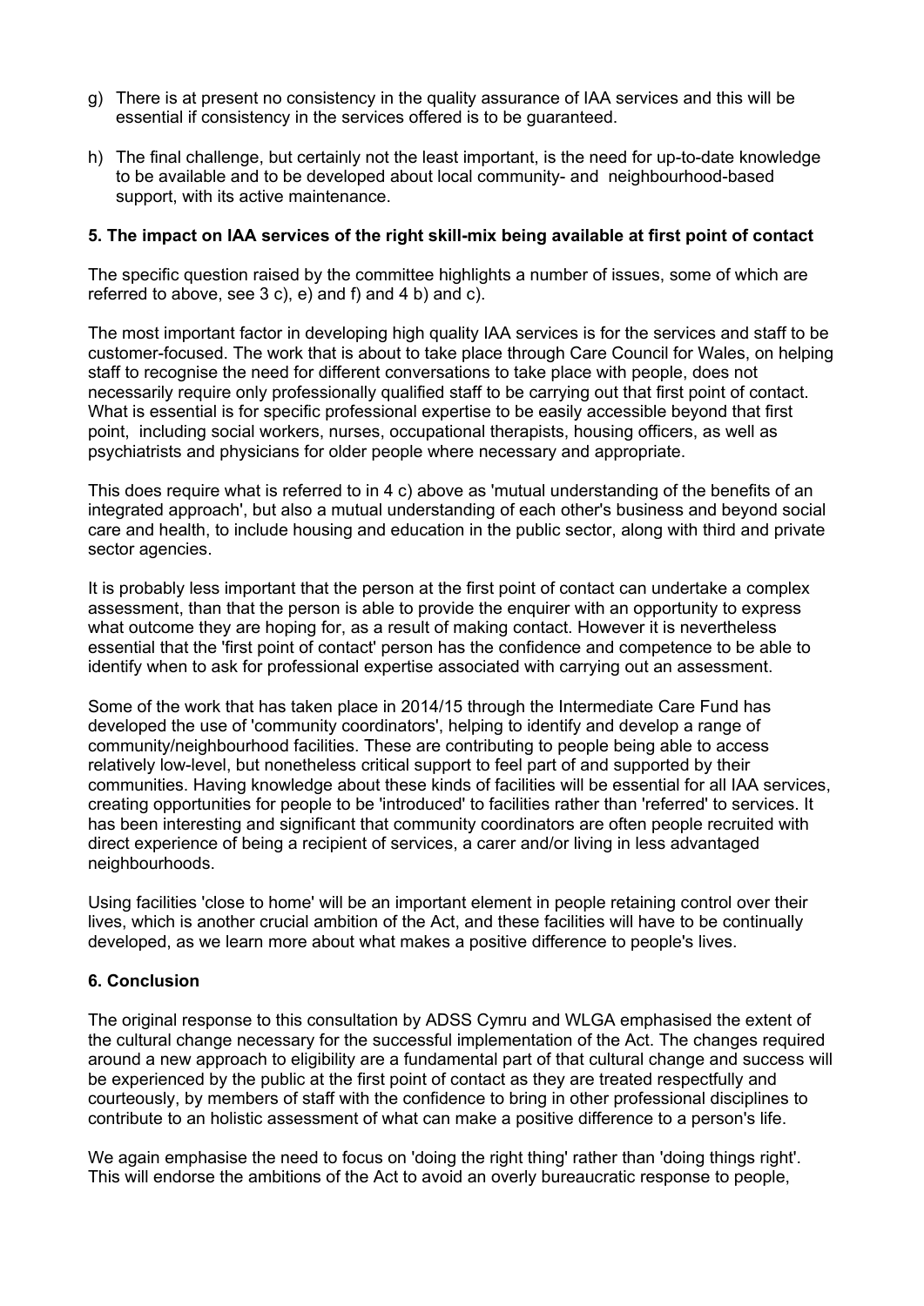g) There is at present no consistency in the quality assurance of IAA services and this will be essential if consistency in the services offered is to be guaranteed.

h) The final challenge, but certainly not the least important, is the need for up-to-date knowledge to be available and to be developed about local community- and neighbourhood-based support, with its active maintenance.

**5. The impact on IAA services of the right skill-mix being available at first point of contact**

The specific question raised by the committee highlights a number of issues, some of which are referred to above, see 3 c), e) and f) and 4 b) and c).

The most important factor in developing high quality IAA services is for the services and staff to be customer-focused. The work that is about to take place through Care Council for Wales, on helping staff to recognise the need for different conversations to take place with people, does not necessarily require only professionally qualified staff to be carrying out that first point of contact. What is essential is for specific professional expertise to be easily accessible beyond that first point, including social workers, nurses, occupational therapists, housing officers, as well as psychiatrists and physicians for older people where necessary and appropriate.

This does require what is referred to in 4 c) above as 'mutual understanding of the benefits of an integrated approach', but also a mutual understanding of each other's business and beyond social care and health, to include housing and education in the public sector, along with third and private sector agencies.

It is probably less important that the person at the first point of contact can undertake a complex assessment, than that the person is able to provide the enquirer with an opportunity to express what outcome they are hoping for, as a result of making contact. However it is nevertheless essential that the 'first point of contact' person has the confidence and competence to be able to identify when to ask for professional expertise associated with carrying out an assessment.

Some of the work that has taken place in 2014/15 through the Intermediate Care Fund has developed the use of 'community coordinators', helping to identify and develop a range of community/neighbourhood facilities. These are contributing to people being able to access relatively low-level, but nonetheless critical support to feel part of and supported by their communities. Having knowledge about these kinds of facilities will be essential for all IAA services, creating opportunities for people to be 'introduced' to facilities rather than 'referred' to services. It has been interesting and significant that community coordinators are often people recruited with direct experience of being a recipient of services, a carer and/or living in less advantaged neighbourhoods.

Using facilities 'close to home' will be an important element in people retaining control over their lives, which is another crucial ambition of the Act, and these facilities will have to be continually developed, as we learn more about what makes a positive difference to people's lives.

**6. Conclusion**

The original response to this consultation by ADSS Cymru and WLGA emphasised the extent of the cultural change necessary for the successful implementation of the Act. The changes required around a new approach to eligibility are a fundamental part of that cultural change and success will be experienced by the public at the first point of contact as they are treated respectfully and courteously, by members of staff with the confidence to bring in other professional disciplines to contribute to an holistic assessment of what can make a positive difference to a person's life.

We again emphasise the need to focus on 'doing the right thing' rather than 'doing things right'. This will endorse the ambitions of the Act to avoid an overly bureaucratic response to people,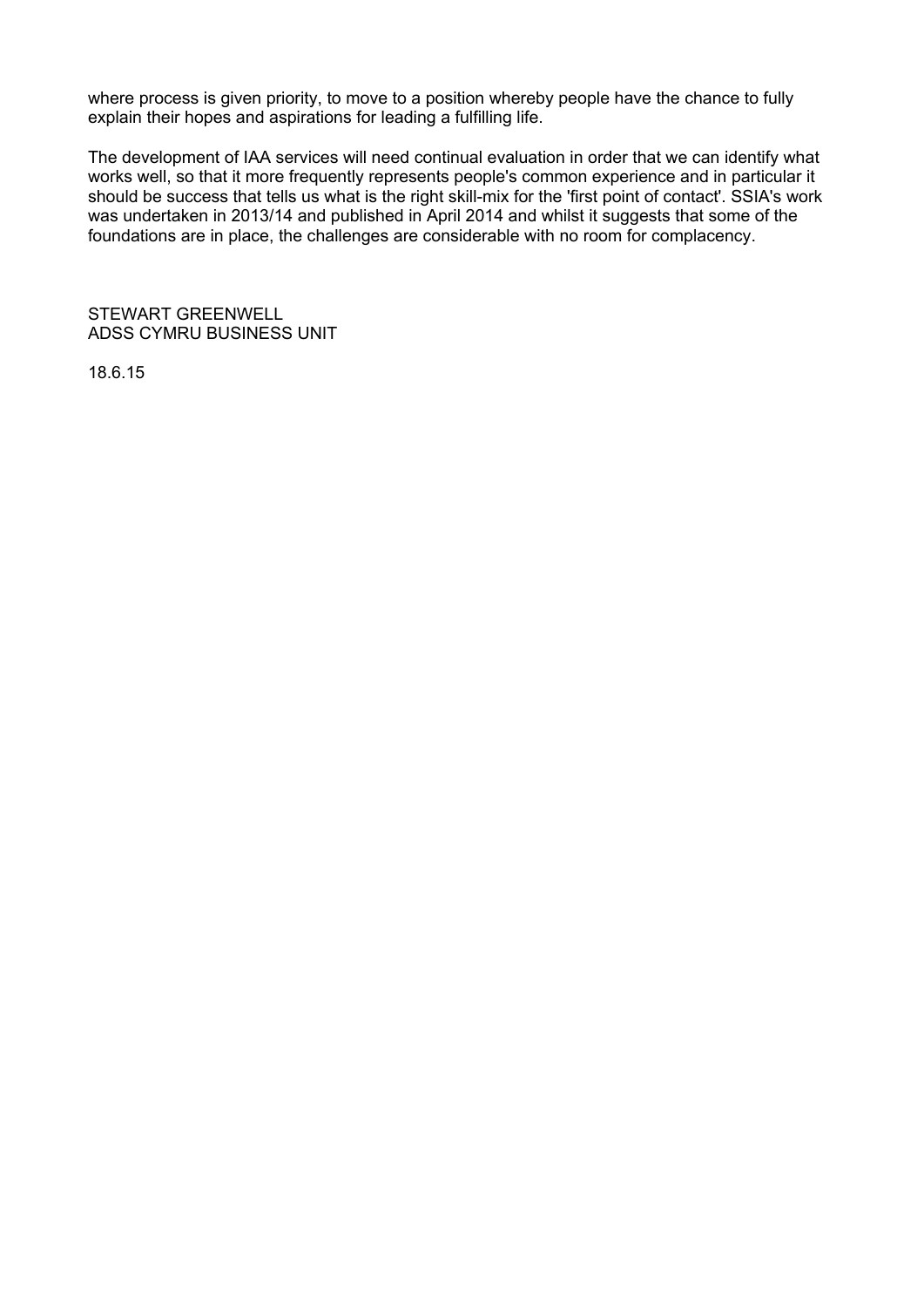where process is given priority, to move to a position whereby people have the chance to fully explain their hopes and aspirations for leading a fulfilling life.

The development of IAA services will need continual evaluation in order that we can identify what works well, so that it more frequently represents people's common experience and in particular it should be success that tells us what is the right skill-mix for the 'first point of contact'. SSIA's work was undertaken in 2013/14 and published in April 2014 and whilst it suggests that some of the foundations are in place, the challenges are considerable with no room for complacency.

STEWART GREENWELL
ADSS CYMRU BUSINESS UNIT

18.6.15